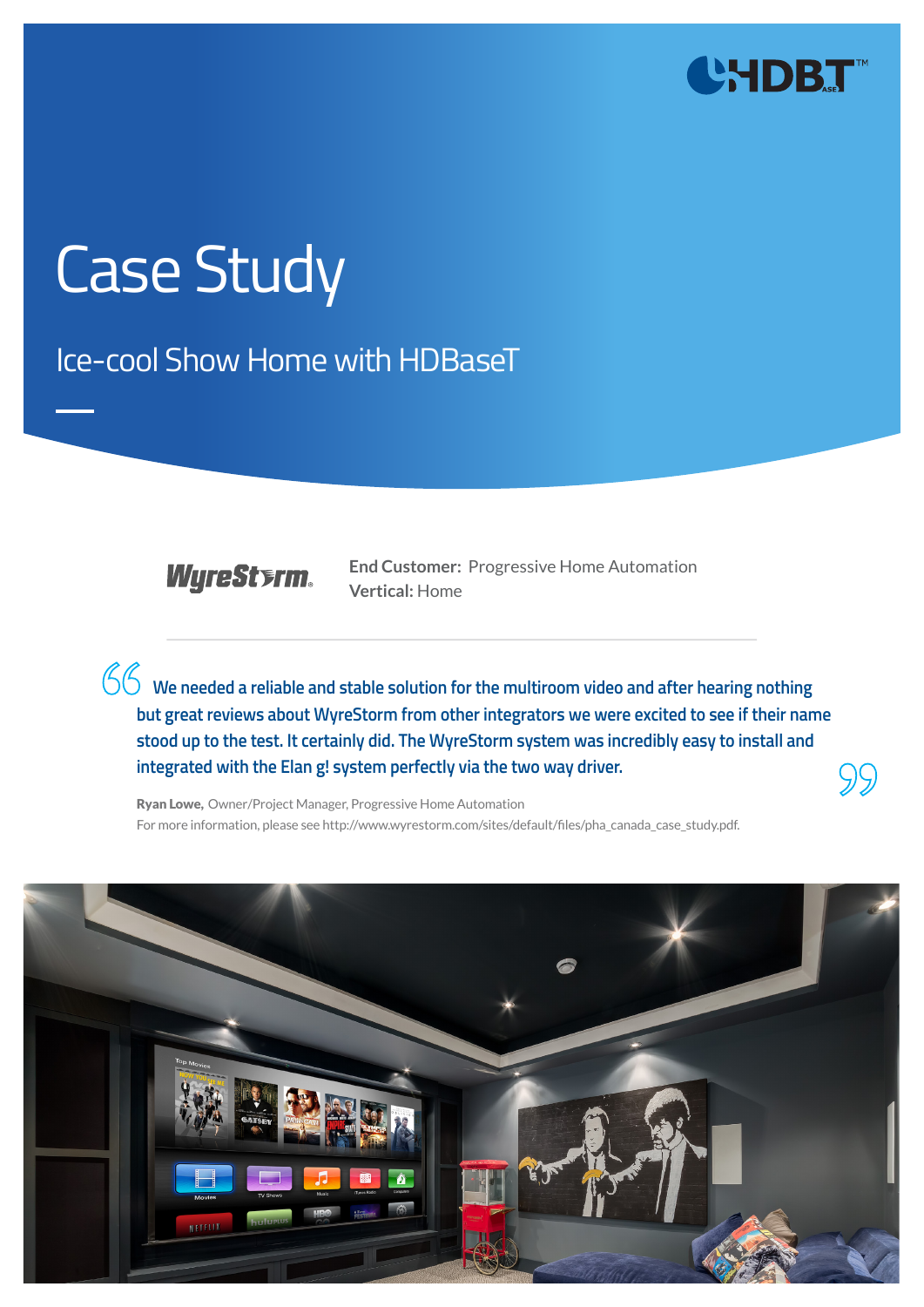# Case Study

## Ice-cool Show Home with HDBaseT

**End Customer:** Progressive Home Automation
**Vertical:** Home

> We needed a reliable and stable solution for the multiroom video and after hearing nothing but great reviews about WyreStorm from other integrators we were excited to see if their name stood up to the test. It certainly did. The WyreStorm system was incredibly easy to install and integrated with the Elan g! system perfectly via the two way driver.

**Ryan Lowe,** Owner/Project Manager, Progressive Home Automation
For more information, please see http://www.wyrestorm.com/sites/default/files/pha_canada_case_study.pdf.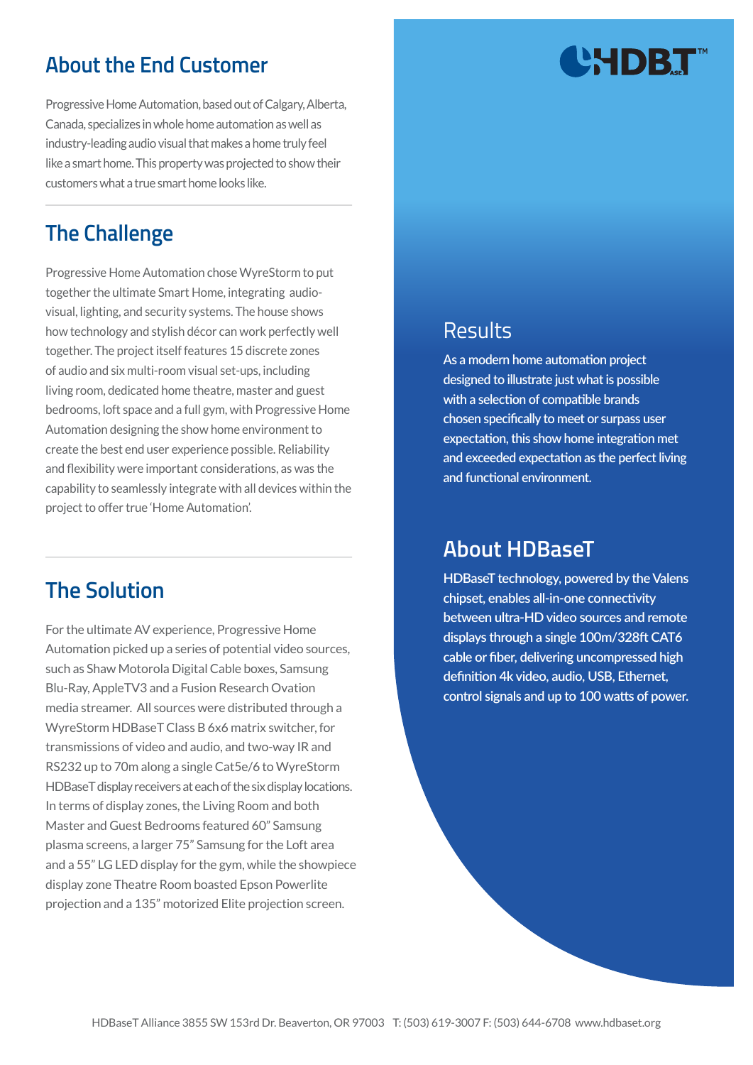## About the End Customer

Progressive Home Automation, based out of Calgary, Alberta, Canada, specializes in whole home automation as well as industry-leading audio visual that makes a home truly feel like a smart home. This property was projected to show their customers what a true smart home looks like.

## The Challenge

Progressive Home Automation chose WyreStorm to put together the ultimate Smart Home, integrating audio-visual, lighting, and security systems. The house shows how technology and stylish décor can work perfectly well together. The project itself features 15 discrete zones of audio and six multi-room visual set-ups, including living room, dedicated home theatre, master and guest bedrooms, loft space and a full gym, with Progressive Home Automation designing the show home environment to create the best end user experience possible. Reliability and flexibility were important considerations, as was the capability to seamlessly integrate with all devices within the project to offer true 'Home Automation'.

## The Solution

For the ultimate AV experience, Progressive Home Automation picked up a series of potential video sources, such as Shaw Motorola Digital Cable boxes, Samsung Blu-Ray, AppleTV3 and a Fusion Research Ovation media streamer. All sources were distributed through a WyreStorm HDBaseT Class B 6x6 matrix switcher, for transmissions of video and audio, and two-way IR and RS232 up to 70m along a single Cat5e/6 to WyreStorm HDBaseT display receivers at each of the six display locations. In terms of display zones, the Living Room and both Master and Guest Bedrooms featured 60" Samsung plasma screens, a larger 75" Samsung for the Loft area and a 55" LG LED display for the gym, while the showpiece display zone Theatre Room boasted Epson Powerlite projection and a 135" motorized Elite projection screen.

## Results

As a modern home automation project designed to illustrate just what is possible with a selection of compatible brands chosen specifically to meet or surpass user expectation, this show home integration met and exceeded expectation as the perfect living and functional environment.

## About HDBaseT

HDBaseT technology, powered by the Valens chipset, enables all-in-one connectivity between ultra-HD video sources and remote displays through a single 100m/328ft CAT6 cable or fiber, delivering uncompressed high definition 4k video, audio, USB, Ethernet, control signals and up to 100 watts of power.

HDBaseT Alliance 3855 SW 153rd Dr. Beaverton, OR 97003 T: (503) 619-3007 F: (503) 644-6708 www.hdbaset.org